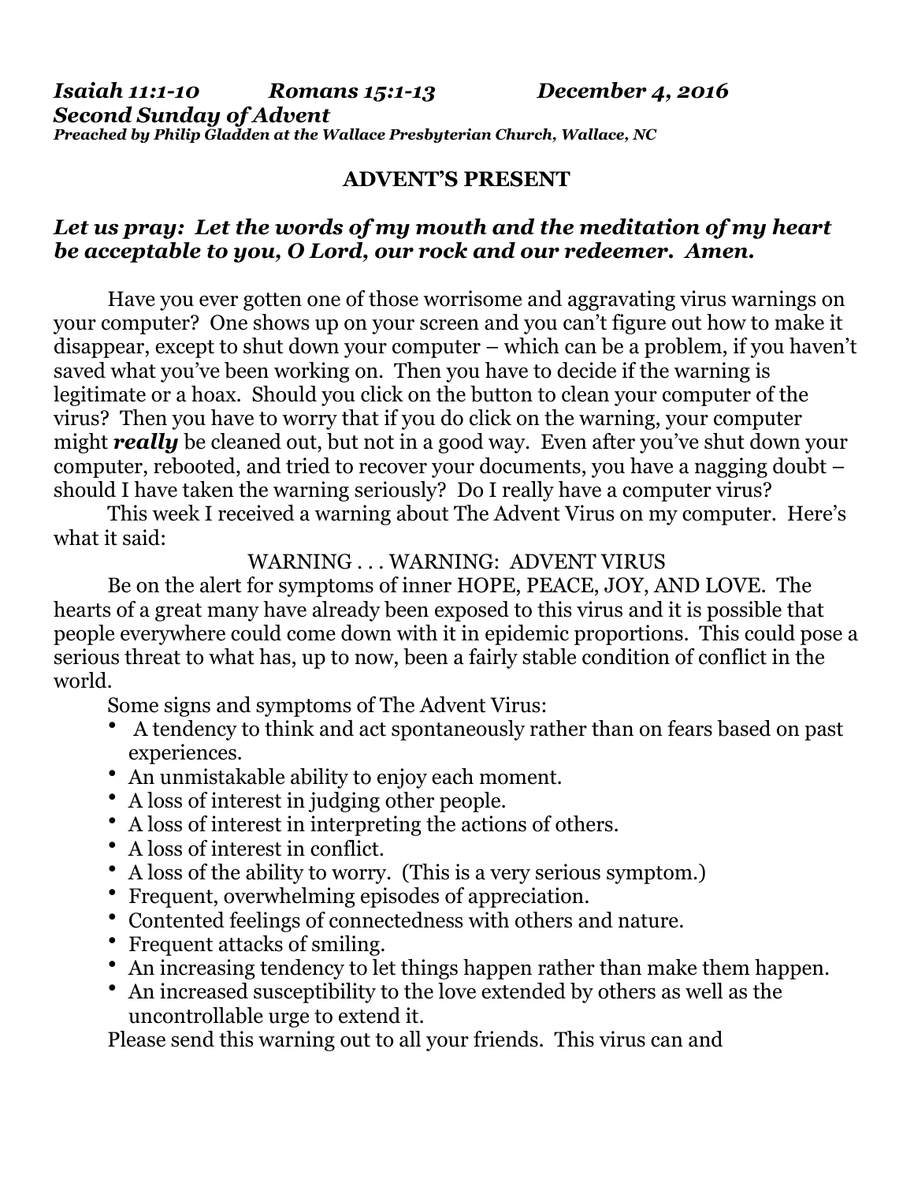***Isaiah 11:1-10 Romans 15:1-13 December 4, 2016***
***Second Sunday of Advent***
***Preached by Philip Gladden at the Wallace Presbyterian Church, Wallace, NC***

## ADVENT'S PRESENT

***Let us pray: Let the words of my mouth and the meditation of my heart be acceptable to you, O Lord, our rock and our redeemer. Amen.***

Have you ever gotten one of those worrisome and aggravating virus warnings on your computer? One shows up on your screen and you can't figure out how to make it disappear, except to shut down your computer – which can be a problem, if you haven't saved what you've been working on. Then you have to decide if the warning is legitimate or a hoax. Should you click on the button to clean your computer of the virus? Then you have to worry that if you do click on the warning, your computer might ***really*** be cleaned out, but not in a good way. Even after you've shut down your computer, rebooted, and tried to recover your documents, you have a nagging doubt – should I have taken the warning seriously? Do I really have a computer virus?

This week I received a warning about The Advent Virus on my computer. Here's what it said:

WARNING . . . WARNING: ADVENT VIRUS

Be on the alert for symptoms of inner HOPE, PEACE, JOY, AND LOVE. The hearts of a great many have already been exposed to this virus and it is possible that people everywhere could come down with it in epidemic proportions. This could pose a serious threat to what has, up to now, been a fairly stable condition of conflict in the world.

Some signs and symptoms of The Advent Virus:

- A tendency to think and act spontaneously rather than on fears based on past experiences.
- An unmistakable ability to enjoy each moment.
- A loss of interest in judging other people.
- A loss of interest in interpreting the actions of others.
- A loss of interest in conflict.
- A loss of the ability to worry. (This is a very serious symptom.)
- Frequent, overwhelming episodes of appreciation.
- Contented feelings of connectedness with others and nature.
- Frequent attacks of smiling.
- An increasing tendency to let things happen rather than make them happen.
- An increased susceptibility to the love extended by others as well as the uncontrollable urge to extend it.

Please send this warning out to all your friends. This virus can and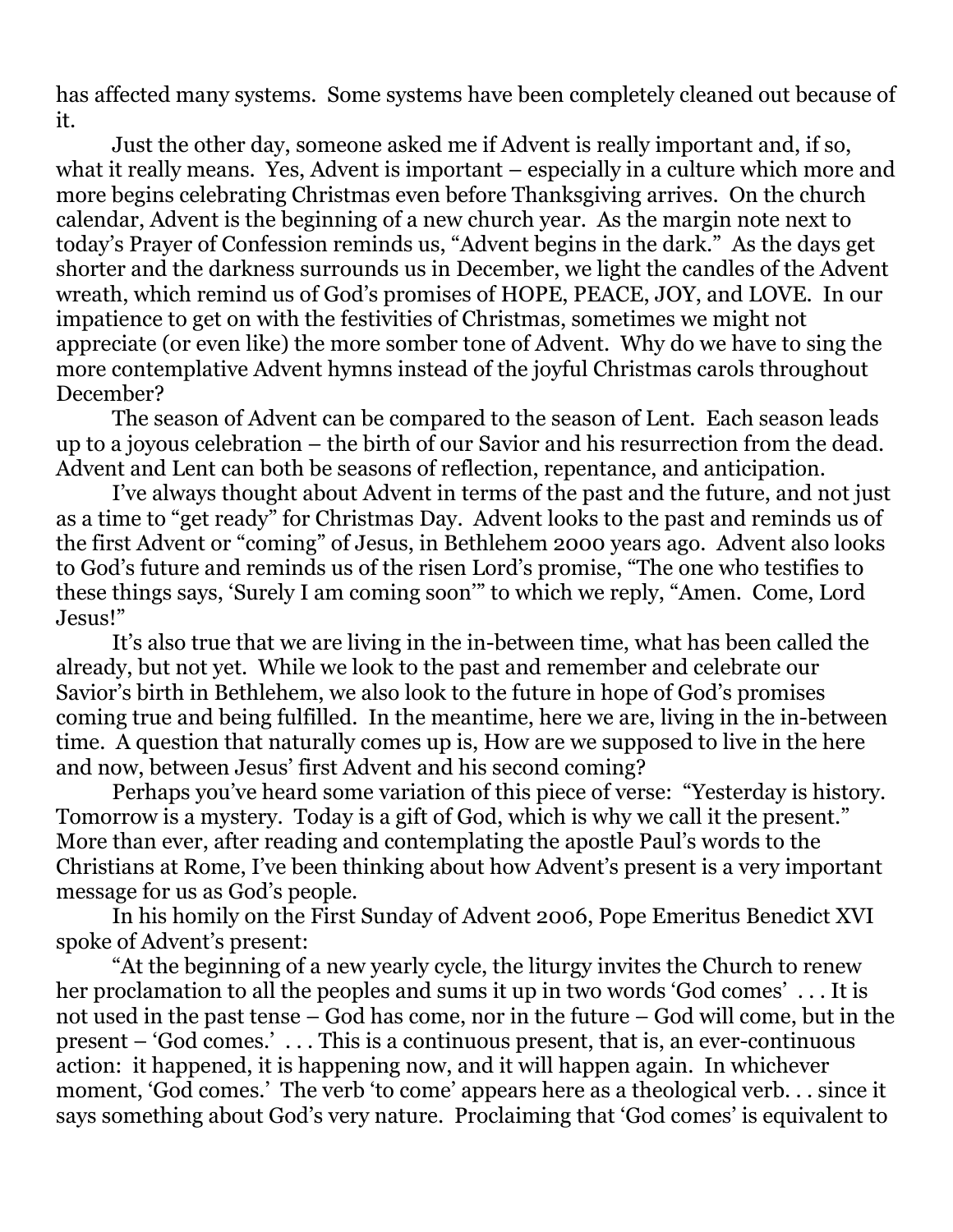has affected many systems. Some systems have been completely cleaned out because of it.

Just the other day, someone asked me if Advent is really important and, if so, what it really means. Yes, Advent is important – especially in a culture which more and more begins celebrating Christmas even before Thanksgiving arrives. On the church calendar, Advent is the beginning of a new church year. As the margin note next to today's Prayer of Confession reminds us, "Advent begins in the dark." As the days get shorter and the darkness surrounds us in December, we light the candles of the Advent wreath, which remind us of God's promises of HOPE, PEACE, JOY, and LOVE. In our impatience to get on with the festivities of Christmas, sometimes we might not appreciate (or even like) the more somber tone of Advent. Why do we have to sing the more contemplative Advent hymns instead of the joyful Christmas carols throughout December?

The season of Advent can be compared to the season of Lent. Each season leads up to a joyous celebration – the birth of our Savior and his resurrection from the dead. Advent and Lent can both be seasons of reflection, repentance, and anticipation.

I've always thought about Advent in terms of the past and the future, and not just as a time to "get ready" for Christmas Day. Advent looks to the past and reminds us of the first Advent or "coming" of Jesus, in Bethlehem 2000 years ago. Advent also looks to God's future and reminds us of the risen Lord's promise, "The one who testifies to these things says, 'Surely I am coming soon'" to which we reply, "Amen. Come, Lord Jesus!"

It's also true that we are living in the in-between time, what has been called the already, but not yet. While we look to the past and remember and celebrate our Savior's birth in Bethlehem, we also look to the future in hope of God's promises coming true and being fulfilled. In the meantime, here we are, living in the in-between time. A question that naturally comes up is, How are we supposed to live in the here and now, between Jesus' first Advent and his second coming?

Perhaps you've heard some variation of this piece of verse: "Yesterday is history. Tomorrow is a mystery. Today is a gift of God, which is why we call it the present." More than ever, after reading and contemplating the apostle Paul's words to the Christians at Rome, I've been thinking about how Advent's present is a very important message for us as God's people.

In his homily on the First Sunday of Advent 2006, Pope Emeritus Benedict XVI spoke of Advent's present:

"At the beginning of a new yearly cycle, the liturgy invites the Church to renew her proclamation to all the peoples and sums it up in two words 'God comes' . . . It is not used in the past tense – God has come, nor in the future – God will come, but in the present – 'God comes.' . . . This is a continuous present, that is, an ever-continuous action: it happened, it is happening now, and it will happen again. In whichever moment, 'God comes.' The verb 'to come' appears here as a theological verb. . . since it says something about God's very nature. Proclaiming that 'God comes' is equivalent to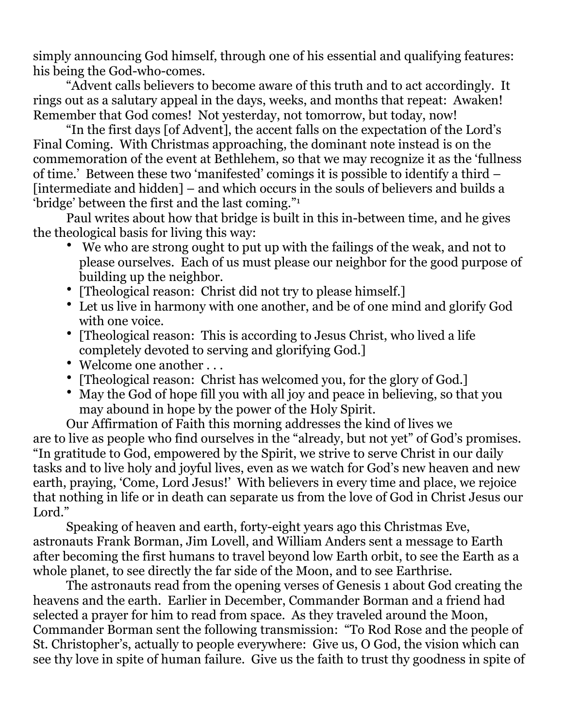simply announcing God himself, through one of his essential and qualifying features: his being the God-who-comes.

"Advent calls believers to become aware of this truth and to act accordingly. It rings out as a salutary appeal in the days, weeks, and months that repeat: Awaken! Remember that God comes! Not yesterday, not tomorrow, but today, now!

"In the first days [of Advent], the accent falls on the expectation of the Lord's Final Coming. With Christmas approaching, the dominant note instead is on the commemoration of the event at Bethlehem, so that we may recognize it as the 'fullness of time.' Between these two 'manifested' comings it is possible to identify a third – [intermediate and hidden] – and which occurs in the souls of believers and builds a 'bridge' between the first and the last coming."[1]

Paul writes about how that bridge is built in this in-between time, and he gives the theological basis for living this way:

- We who are strong ought to put up with the failings of the weak, and not to please ourselves. Each of us must please our neighbor for the good purpose of building up the neighbor.
- [Theological reason: Christ did not try to please himself.]
- Let us live in harmony with one another, and be of one mind and glorify God with one voice.
- [Theological reason: This is according to Jesus Christ, who lived a life completely devoted to serving and glorifying God.]
- Welcome one another . . .
- [Theological reason: Christ has welcomed you, for the glory of God.]
- May the God of hope fill you with all joy and peace in believing, so that you may abound in hope by the power of the Holy Spirit.

Our Affirmation of Faith this morning addresses the kind of lives we are to live as people who find ourselves in the "already, but not yet" of God's promises. "In gratitude to God, empowered by the Spirit, we strive to serve Christ in our daily tasks and to live holy and joyful lives, even as we watch for God's new heaven and new earth, praying, 'Come, Lord Jesus!' With believers in every time and place, we rejoice that nothing in life or in death can separate us from the love of God in Christ Jesus our Lord."

Speaking of heaven and earth, forty-eight years ago this Christmas Eve, astronauts Frank Borman, Jim Lovell, and William Anders sent a message to Earth after becoming the first humans to travel beyond low Earth orbit, to see the Earth as a whole planet, to see directly the far side of the Moon, and to see Earthrise.

The astronauts read from the opening verses of Genesis 1 about God creating the heavens and the earth. Earlier in December, Commander Borman and a friend had selected a prayer for him to read from space. As they traveled around the Moon, Commander Borman sent the following transmission: "To Rod Rose and the people of St. Christopher's, actually to people everywhere: Give us, O God, the vision which can see thy love in spite of human failure. Give us the faith to trust thy goodness in spite of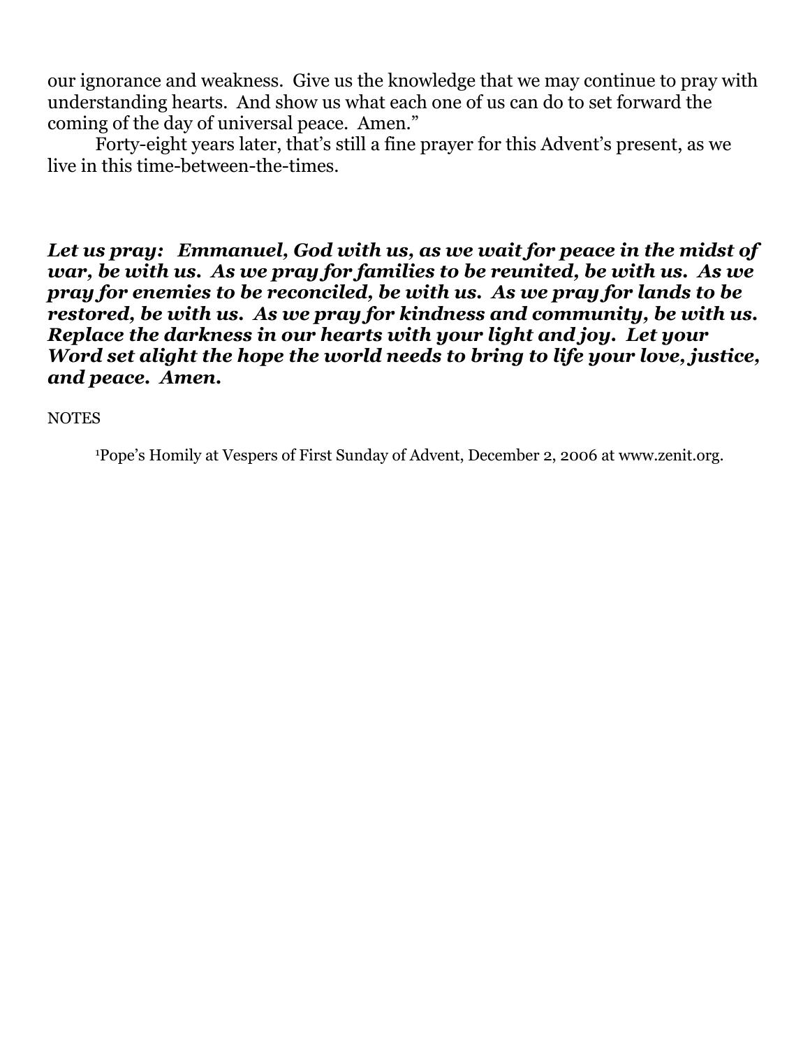our ignorance and weakness. Give us the knowledge that we may continue to pray with understanding hearts. And show us what each one of us can do to set forward the coming of the day of universal peace. Amen."

Forty-eight years later, that's still a fine prayer for this Advent's present, as we live in this time-between-the-times.

***Let us pray: Emmanuel, God with us, as we wait for peace in the midst of war, be with us. As we pray for families to be reunited, be with us. As we pray for enemies to be reconciled, be with us. As we pray for lands to be restored, be with us. As we pray for kindness and community, be with us. Replace the darkness in our hearts with your light and joy. Let your Word set alight the hope the world needs to bring to life your love, justice, and peace. Amen.***

NOTES

[1]Pope's Homily at Vespers of First Sunday of Advent, December 2, 2006 at www.zenit.org.